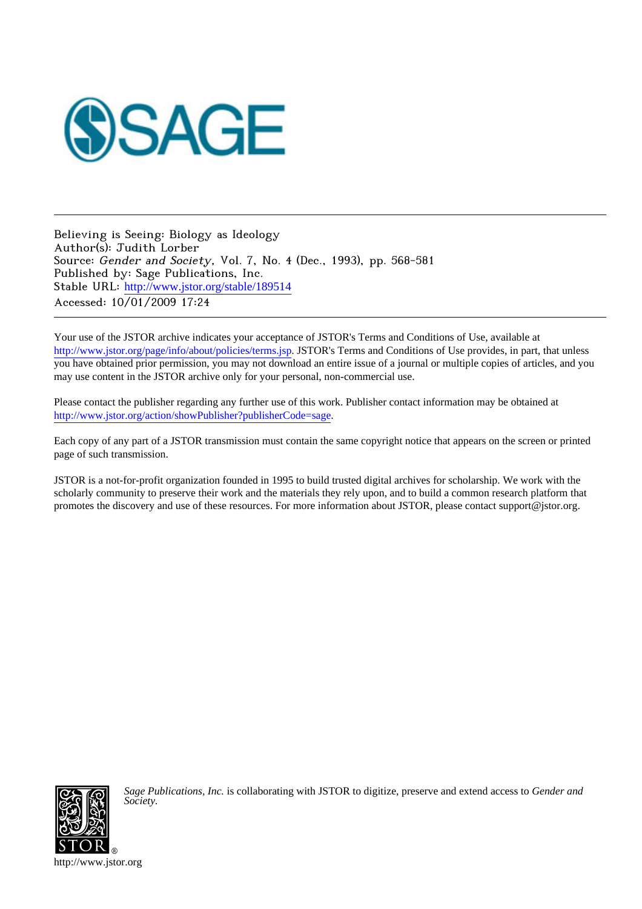Believing is Seeing: Biology as Ideology
Author(s): Judith Lorber
Source: *Gender and Society*, Vol. 7, No. 4 (Dec., 1993), pp. 568-581
Published by: Sage Publications, Inc.
Stable URL: http://www.jstor.org/stable/189514
Accessed: 10/01/2009 17:24

---

Your use of the JSTOR archive indicates your acceptance of JSTOR's Terms and Conditions of Use, available at http://www.jstor.org/page/info/about/policies/terms.jsp. JSTOR's Terms and Conditions of Use provides, in part, that unless you have obtained prior permission, you may not download an entire issue of a journal or multiple copies of articles, and you may use content in the JSTOR archive only for your personal, non-commercial use.

Please contact the publisher regarding any further use of this work. Publisher contact information may be obtained at http://www.jstor.org/action/showPublisher?publisherCode=sage.

Each copy of any part of a JSTOR transmission must contain the same copyright notice that appears on the screen or printed page of such transmission.

JSTOR is a not-for-profit organization founded in 1995 to build trusted digital archives for scholarship. We work with the scholarly community to preserve their work and the materials they rely upon, and to build a common research platform that promotes the discovery and use of these resources. For more information about JSTOR, please contact support@jstor.org.

*Sage Publications, Inc.* is collaborating with JSTOR to digitize, preserve and extend access to *Gender and Society.*

http://www.jstor.org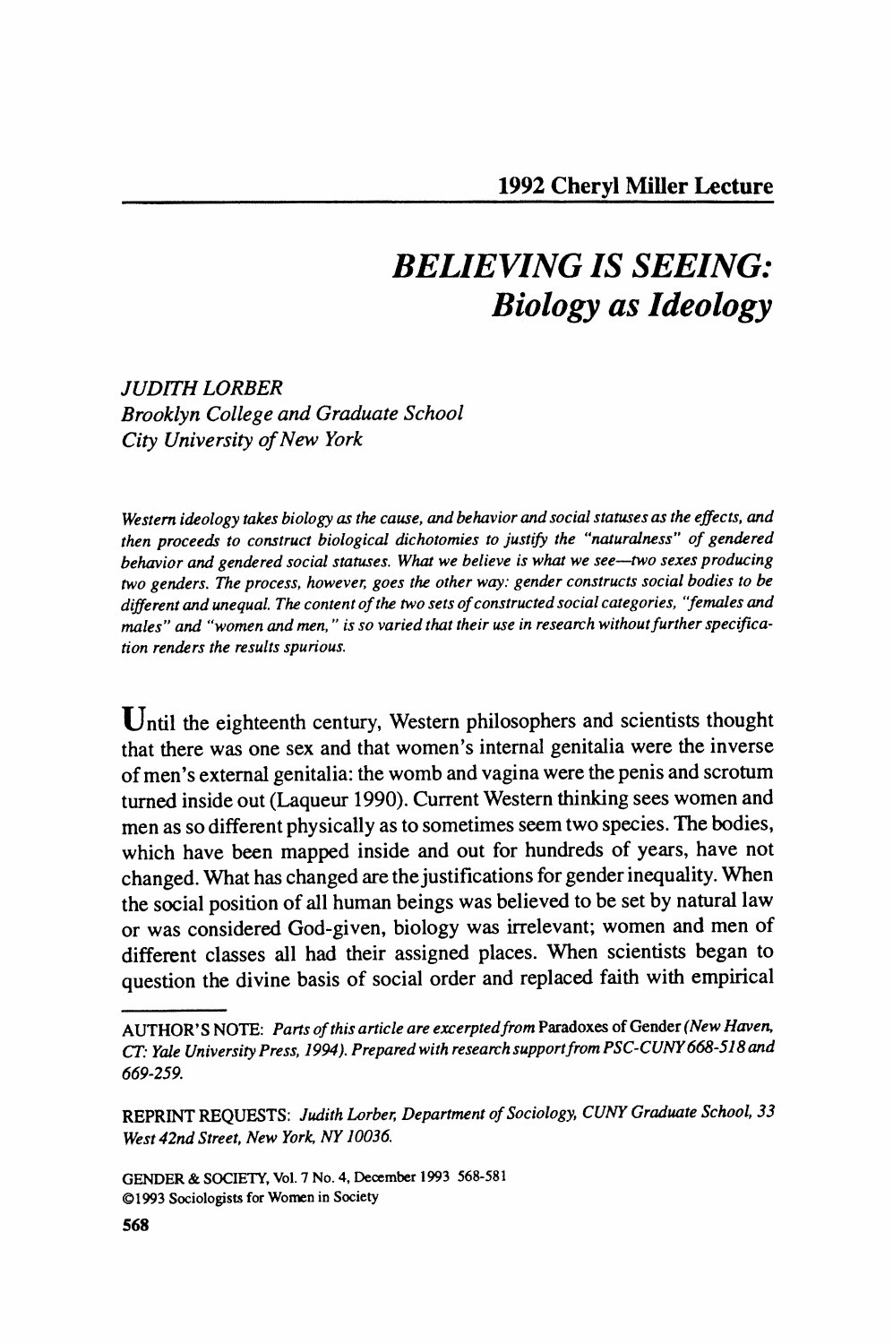**1992 Cheryl Miller Lecture**

# *BELIEVING IS SEEING:*
## *Biology as Ideology*

*JUDITH LORBER*
*Brooklyn College and Graduate School*
*City University of New York*

*Western ideology takes biology as the cause, and behavior and social statuses as the effects, and then proceeds to construct biological dichotomies to justify the "naturalness" of gendered behavior and gendered social statuses. What we believe is what we see—two sexes producing two genders. The process, however, goes the other way: gender constructs social bodies to be different and unequal. The content of the two sets of constructed social categories, "females and males" and "women and men," is so varied that their use in research without further specification renders the results spurious.*

Until the eighteenth century, Western philosophers and scientists thought that there was one sex and that women's internal genitalia were the inverse of men's external genitalia: the womb and vagina were the penis and scrotum turned inside out (Laqueur 1990). Current Western thinking sees women and men as so different physically as to sometimes seem two species. The bodies, which have been mapped inside and out for hundreds of years, have not changed. What has changed are the justifications for gender inequality. When the social position of all human beings was believed to be set by natural law or was considered God-given, biology was irrelevant; women and men of different classes all had their assigned places. When scientists began to question the divine basis of social order and replaced faith with empirical

---

AUTHOR'S NOTE: *Parts of this article are excerpted from* Paradoxes of Gender *(New Haven, CT: Yale University Press, 1994). Prepared with research support from PSC-CUNY 668-518 and 669-259.*

REPRINT REQUESTS: *Judith Lorber, Department of Sociology, CUNY Graduate School, 33 West 42nd Street, New York, NY 10036.*

GENDER & SOCIETY, Vol. 7 No. 4, December 1993 568-581
©1993 Sociologists for Women in Society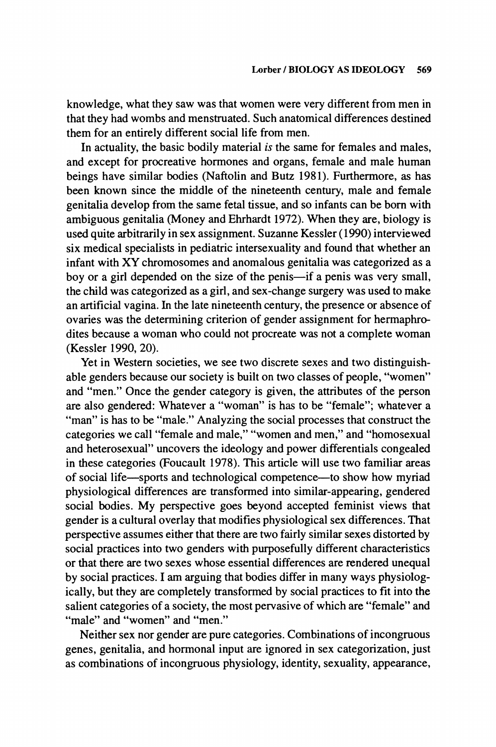knowledge, what they saw was that women were very different from men in that they had wombs and menstruated. Such anatomical differences destined them for an entirely different social life from men.

In actuality, the basic bodily material *is* the same for females and males, and except for procreative hormones and organs, female and male human beings have similar bodies (Naftolin and Butz 1981). Furthermore, as has been known since the middle of the nineteenth century, male and female genitalia develop from the same fetal tissue, and so infants can be born with ambiguous genitalia (Money and Ehrhardt 1972). When they are, biology is used quite arbitrarily in sex assignment. Suzanne Kessler (1990) interviewed six medical specialists in pediatric intersexuality and found that whether an infant with XY chromosomes and anomalous genitalia was categorized as a boy or a girl depended on the size of the penis—if a penis was very small, the child was categorized as a girl, and sex-change surgery was used to make an artificial vagina. In the late nineteenth century, the presence or absence of ovaries was the determining criterion of gender assignment for hermaphrodites because a woman who could not procreate was not a complete woman (Kessler 1990, 20).

Yet in Western societies, we see two discrete sexes and two distinguishable genders because our society is built on two classes of people, "women" and "men." Once the gender category is given, the attributes of the person are also gendered: Whatever a "woman" is has to be "female"; whatever a "man" is has to be "male." Analyzing the social processes that construct the categories we call "female and male," "women and men," and "homosexual and heterosexual" uncovers the ideology and power differentials congealed in these categories (Foucault 1978). This article will use two familiar areas of social life—sports and technological competence—to show how myriad physiological differences are transformed into similar-appearing, gendered social bodies. My perspective goes beyond accepted feminist views that gender is a cultural overlay that modifies physiological sex differences. That perspective assumes either that there are two fairly similar sexes distorted by social practices into two genders with purposefully different characteristics or that there are two sexes whose essential differences are rendered unequal by social practices. I am arguing that bodies differ in many ways physiologically, but they are completely transformed by social practices to fit into the salient categories of a society, the most pervasive of which are "female" and "male" and "women" and "men."

Neither sex nor gender are pure categories. Combinations of incongruous genes, genitalia, and hormonal input are ignored in sex categorization, just as combinations of incongruous physiology, identity, sexuality, appearance,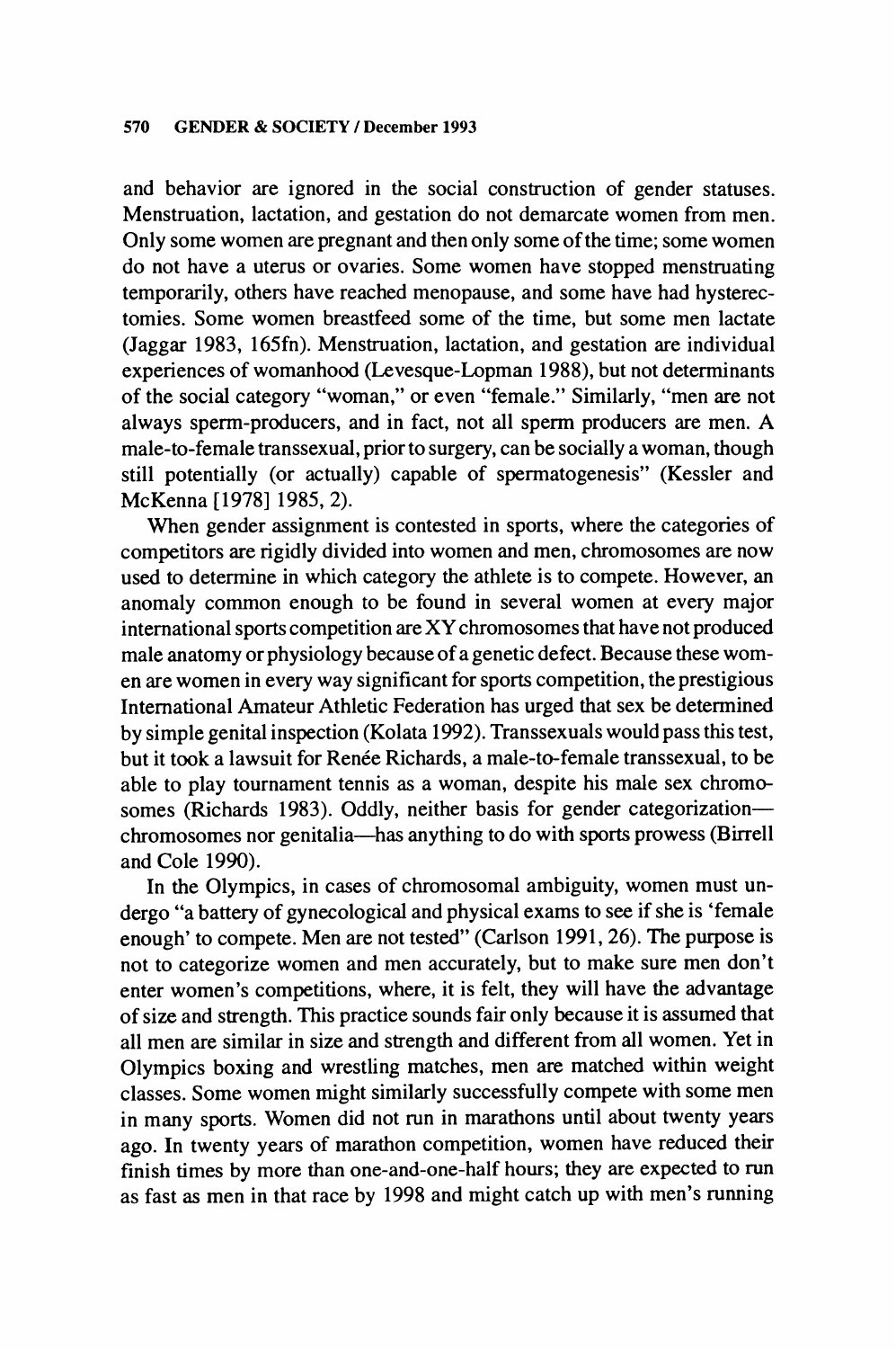and behavior are ignored in the social construction of gender statuses. Menstruation, lactation, and gestation do not demarcate women from men. Only some women are pregnant and then only some of the time; some women do not have a uterus or ovaries. Some women have stopped menstruating temporarily, others have reached menopause, and some have had hysterectomies. Some women breastfeed some of the time, but some men lactate (Jaggar 1983, 165fn). Menstruation, lactation, and gestation are individual experiences of womanhood (Levesque-Lopman 1988), but not determinants of the social category "woman," or even "female." Similarly, "men are not always sperm-producers, and in fact, not all sperm producers are men. A male-to-female transsexual, prior to surgery, can be socially a woman, though still potentially (or actually) capable of spermatogenesis" (Kessler and McKenna [1978] 1985, 2).

When gender assignment is contested in sports, where the categories of competitors are rigidly divided into women and men, chromosomes are now used to determine in which category the athlete is to compete. However, an anomaly common enough to be found in several women at every major international sports competition are XY chromosomes that have not produced male anatomy or physiology because of a genetic defect. Because these women are women in every way significant for sports competition, the prestigious International Amateur Athletic Federation has urged that sex be determined by simple genital inspection (Kolata 1992). Transsexuals would pass this test, but it took a lawsuit for Renée Richards, a male-to-female transsexual, to be able to play tournament tennis as a woman, despite his male sex chromosomes (Richards 1983). Oddly, neither basis for gender categorization—chromosomes nor genitalia—has anything to do with sports prowess (Birrell and Cole 1990).

In the Olympics, in cases of chromosomal ambiguity, women must undergo "a battery of gynecological and physical exams to see if she is 'female enough' to compete. Men are not tested" (Carlson 1991, 26). The purpose is not to categorize women and men accurately, but to make sure men don't enter women's competitions, where, it is felt, they will have the advantage of size and strength. This practice sounds fair only because it is assumed that all men are similar in size and strength and different from all women. Yet in Olympics boxing and wrestling matches, men are matched within weight classes. Some women might similarly successfully compete with some men in many sports. Women did not run in marathons until about twenty years ago. In twenty years of marathon competition, women have reduced their finish times by more than one-and-one-half hours; they are expected to run as fast as men in that race by 1998 and might catch up with men's running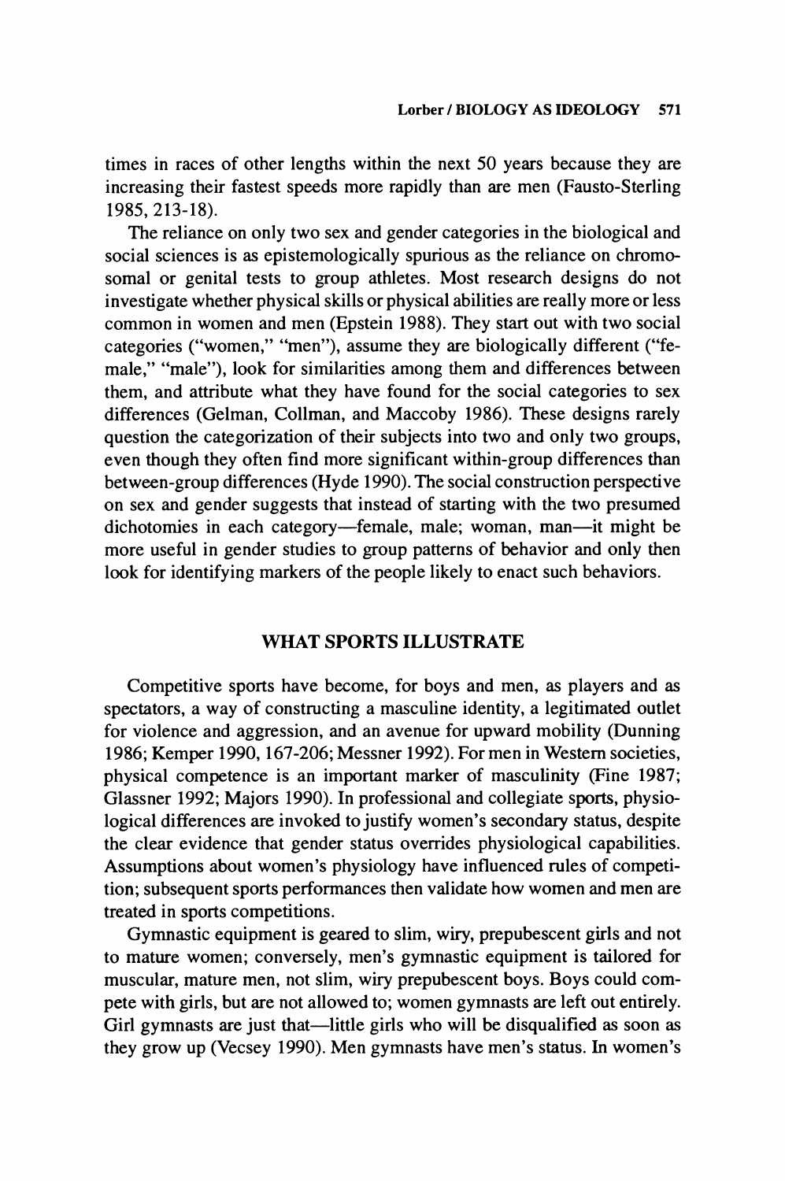times in races of other lengths within the next 50 years because they are increasing their fastest speeds more rapidly than are men (Fausto-Sterling 1985, 213-18).

The reliance on only two sex and gender categories in the biological and social sciences is as epistemologically spurious as the reliance on chromosomal or genital tests to group athletes. Most research designs do not investigate whether physical skills or physical abilities are really more or less common in women and men (Epstein 1988). They start out with two social categories ("women," "men"), assume they are biologically different ("female," "male"), look for similarities among them and differences between them, and attribute what they have found for the social categories to sex differences (Gelman, Collman, and Maccoby 1986). These designs rarely question the categorization of their subjects into two and only two groups, even though they often find more significant within-group differences than between-group differences (Hyde 1990). The social construction perspective on sex and gender suggests that instead of starting with the two presumed dichotomies in each category—female, male; woman, man—it might be more useful in gender studies to group patterns of behavior and only then look for identifying markers of the people likely to enact such behaviors.

## WHAT SPORTS ILLUSTRATE

Competitive sports have become, for boys and men, as players and as spectators, a way of constructing a masculine identity, a legitimated outlet for violence and aggression, and an avenue for upward mobility (Dunning 1986; Kemper 1990, 167-206; Messner 1992). For men in Western societies, physical competence is an important marker of masculinity (Fine 1987; Glassner 1992; Majors 1990). In professional and collegiate sports, physiological differences are invoked to justify women's secondary status, despite the clear evidence that gender status overrides physiological capabilities. Assumptions about women's physiology have influenced rules of competition; subsequent sports performances then validate how women and men are treated in sports competitions.

Gymnastic equipment is geared to slim, wiry, prepubescent girls and not to mature women; conversely, men's gymnastic equipment is tailored for muscular, mature men, not slim, wiry prepubescent boys. Boys could compete with girls, but are not allowed to; women gymnasts are left out entirely. Girl gymnasts are just that—little girls who will be disqualified as soon as they grow up (Vecsey 1990). Men gymnasts have men's status. In women's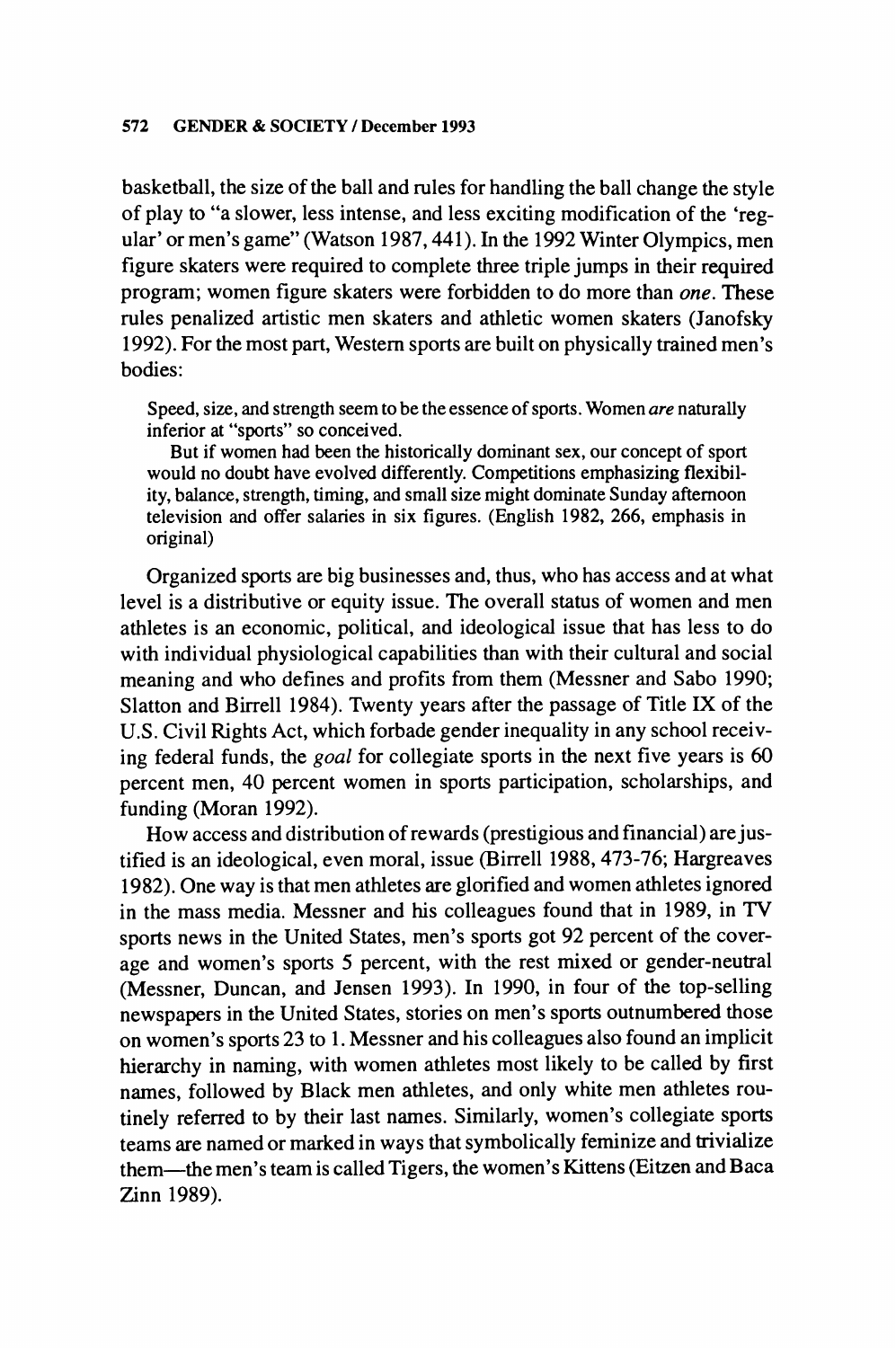basketball, the size of the ball and rules for handling the ball change the style of play to "a slower, less intense, and less exciting modification of the 'regular' or men's game" (Watson 1987, 441). In the 1992 Winter Olympics, men figure skaters were required to complete three triple jumps in their required program; women figure skaters were forbidden to do more than *one*. These rules penalized artistic men skaters and athletic women skaters (Janofsky 1992). For the most part, Western sports are built on physically trained men's bodies:

> Speed, size, and strength seem to be the essence of sports. Women *are* naturally inferior at "sports" so conceived.
>
> But if women had been the historically dominant sex, our concept of sport would no doubt have evolved differently. Competitions emphasizing flexibility, balance, strength, timing, and small size might dominate Sunday afternoon television and offer salaries in six figures. (English 1982, 266, emphasis in original)

Organized sports are big businesses and, thus, who has access and at what level is a distributive or equity issue. The overall status of women and men athletes is an economic, political, and ideological issue that has less to do with individual physiological capabilities than with their cultural and social meaning and who defines and profits from them (Messner and Sabo 1990; Slatton and Birrell 1984). Twenty years after the passage of Title IX of the U.S. Civil Rights Act, which forbade gender inequality in any school receiving federal funds, the *goal* for collegiate sports in the next five years is 60 percent men, 40 percent women in sports participation, scholarships, and funding (Moran 1992).

How access and distribution of rewards (prestigious and financial) are justified is an ideological, even moral, issue (Birrell 1988, 473-76; Hargreaves 1982). One way is that men athletes are glorified and women athletes ignored in the mass media. Messner and his colleagues found that in 1989, in TV sports news in the United States, men's sports got 92 percent of the coverage and women's sports 5 percent, with the rest mixed or gender-neutral (Messner, Duncan, and Jensen 1993). In 1990, in four of the top-selling newspapers in the United States, stories on men's sports outnumbered those on women's sports 23 to 1. Messner and his colleagues also found an implicit hierarchy in naming, with women athletes most likely to be called by first names, followed by Black men athletes, and only white men athletes routinely referred to by their last names. Similarly, women's collegiate sports teams are named or marked in ways that symbolically feminize and trivialize them—the men's team is called Tigers, the women's Kittens (Eitzen and Baca Zinn 1989).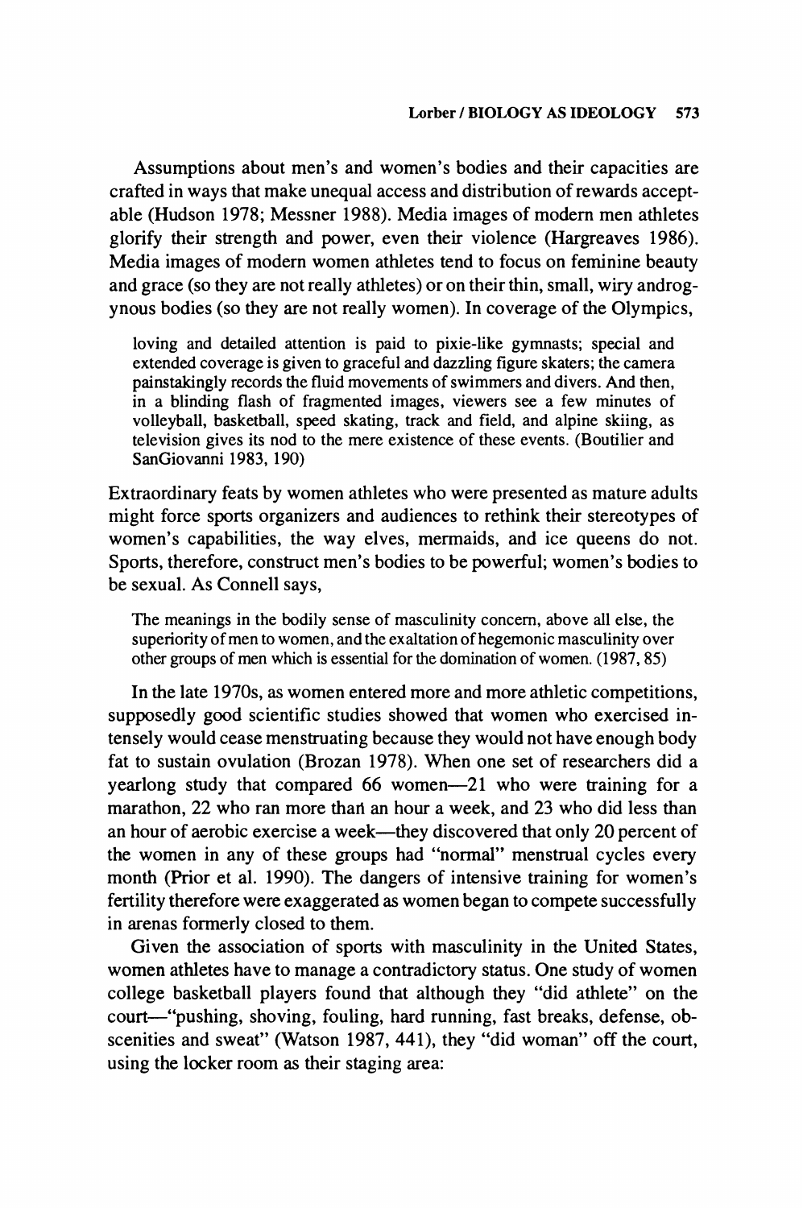Assumptions about men's and women's bodies and their capacities are crafted in ways that make unequal access and distribution of rewards acceptable (Hudson 1978; Messner 1988). Media images of modern men athletes glorify their strength and power, even their violence (Hargreaves 1986). Media images of modern women athletes tend to focus on feminine beauty and grace (so they are not really athletes) or on their thin, small, wiry androgynous bodies (so they are not really women). In coverage of the Olympics,

> loving and detailed attention is paid to pixie-like gymnasts; special and extended coverage is given to graceful and dazzling figure skaters; the camera painstakingly records the fluid movements of swimmers and divers. And then, in a blinding flash of fragmented images, viewers see a few minutes of volleyball, basketball, speed skating, track and field, and alpine skiing, as television gives its nod to the mere existence of these events. (Boutilier and SanGiovanni 1983, 190)

Extraordinary feats by women athletes who were presented as mature adults might force sports organizers and audiences to rethink their stereotypes of women's capabilities, the way elves, mermaids, and ice queens do not. Sports, therefore, construct men's bodies to be powerful; women's bodies to be sexual. As Connell says,

> The meanings in the bodily sense of masculinity concern, above all else, the superiority of men to women, and the exaltation of hegemonic masculinity over other groups of men which is essential for the domination of women. (1987, 85)

In the late 1970s, as women entered more and more athletic competitions, supposedly good scientific studies showed that women who exercised intensely would cease menstruating because they would not have enough body fat to sustain ovulation (Brozan 1978). When one set of researchers did a yearlong study that compared 66 women—21 who were training for a marathon, 22 who ran more than an hour a week, and 23 who did less than an hour of aerobic exercise a week—they discovered that only 20 percent of the women in any of these groups had "normal" menstrual cycles every month (Prior et al. 1990). The dangers of intensive training for women's fertility therefore were exaggerated as women began to compete successfully in arenas formerly closed to them.

Given the association of sports with masculinity in the United States, women athletes have to manage a contradictory status. One study of women college basketball players found that although they "did athlete" on the court—"pushing, shoving, fouling, hard running, fast breaks, defense, obscenities and sweat" (Watson 1987, 441), they "did woman" off the court, using the locker room as their staging area: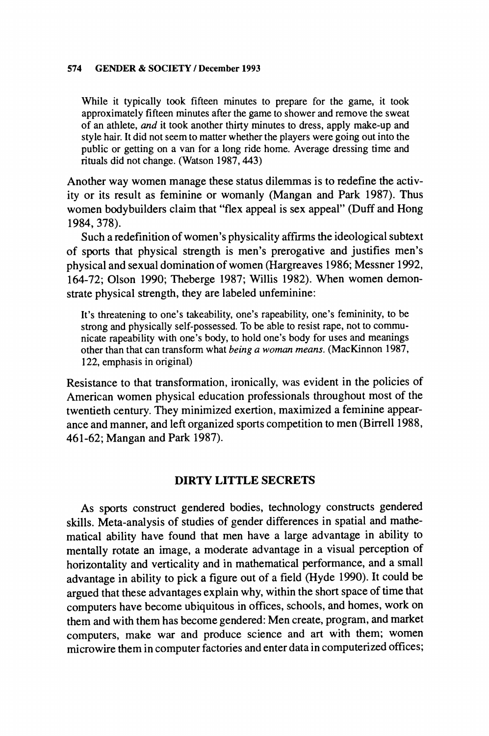> While it typically took fifteen minutes to prepare for the game, it took approximately fifteen minutes after the game to shower and remove the sweat of an athlete, *and* it took another thirty minutes to dress, apply make-up and style hair. It did not seem to matter whether the players were going out into the public or getting on a van for a long ride home. Average dressing time and rituals did not change. (Watson 1987, 443)

Another way women manage these status dilemmas is to redefine the activity or its result as feminine or womanly (Mangan and Park 1987). Thus women bodybuilders claim that "flex appeal is sex appeal" (Duff and Hong 1984, 378).

Such a redefinition of women's physicality affirms the ideological subtext of sports that physical strength is men's prerogative and justifies men's physical and sexual domination of women (Hargreaves 1986; Messner 1992, 164-72; Olson 1990; Theberge 1987; Willis 1982). When women demonstrate physical strength, they are labeled unfeminine:

> It's threatening to one's takeability, one's rapeability, one's femininity, to be strong and physically self-possessed. To be able to resist rape, not to communicate rapeability with one's body, to hold one's body for uses and meanings other than that can transform what *being a woman means*. (MacKinnon 1987, 122, emphasis in original)

Resistance to that transformation, ironically, was evident in the policies of American women physical education professionals throughout most of the twentieth century. They minimized exertion, maximized a feminine appearance and manner, and left organized sports competition to men (Birrell 1988, 461-62; Mangan and Park 1987).

## DIRTY LITTLE SECRETS

As sports construct gendered bodies, technology constructs gendered skills. Meta-analysis of studies of gender differences in spatial and mathematical ability have found that men have a large advantage in ability to mentally rotate an image, a moderate advantage in a visual perception of horizontality and verticality and in mathematical performance, and a small advantage in ability to pick a figure out of a field (Hyde 1990). It could be argued that these advantages explain why, within the short space of time that computers have become ubiquitous in offices, schools, and homes, work on them and with them has become gendered: Men create, program, and market computers, make war and produce science and art with them; women microwire them in computer factories and enter data in computerized offices;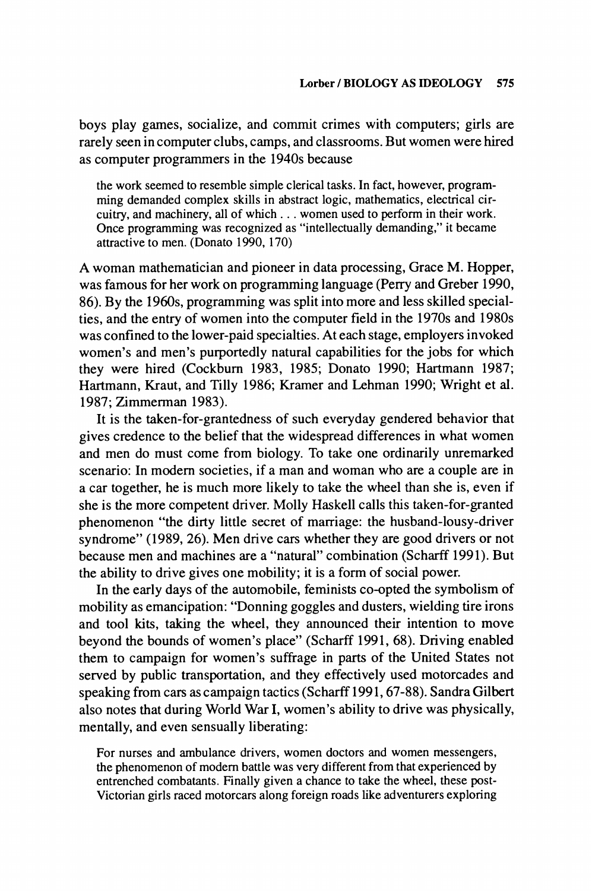boys play games, socialize, and commit crimes with computers; girls are rarely seen in computer clubs, camps, and classrooms. But women were hired as computer programmers in the 1940s because

> the work seemed to resemble simple clerical tasks. In fact, however, programming demanded complex skills in abstract logic, mathematics, electrical circuitry, and machinery, all of which . . . women used to perform in their work. Once programming was recognized as "intellectually demanding," it became attractive to men. (Donato 1990, 170)

A woman mathematician and pioneer in data processing, Grace M. Hopper, was famous for her work on programming language (Perry and Greber 1990, 86). By the 1960s, programming was split into more and less skilled specialties, and the entry of women into the computer field in the 1970s and 1980s was confined to the lower-paid specialties. At each stage, employers invoked women's and men's purportedly natural capabilities for the jobs for which they were hired (Cockburn 1983, 1985; Donato 1990; Hartmann 1987; Hartmann, Kraut, and Tilly 1986; Kramer and Lehman 1990; Wright et al. 1987; Zimmerman 1983).

It is the taken-for-grantedness of such everyday gendered behavior that gives credence to the belief that the widespread differences in what women and men do must come from biology. To take one ordinarily unremarked scenario: In modern societies, if a man and woman who are a couple are in a car together, he is much more likely to take the wheel than she is, even if she is the more competent driver. Molly Haskell calls this taken-for-granted phenomenon "the dirty little secret of marriage: the husband-lousy-driver syndrome" (1989, 26). Men drive cars whether they are good drivers or not because men and machines are a "natural" combination (Scharff 1991). But the ability to drive gives one mobility; it is a form of social power.

In the early days of the automobile, feminists co-opted the symbolism of mobility as emancipation: "Donning goggles and dusters, wielding tire irons and tool kits, taking the wheel, they announced their intention to move beyond the bounds of women's place" (Scharff 1991, 68). Driving enabled them to campaign for women's suffrage in parts of the United States not served by public transportation, and they effectively used motorcades and speaking from cars as campaign tactics (Scharff 1991, 67-88). Sandra Gilbert also notes that during World War I, women's ability to drive was physically, mentally, and even sensually liberating:

> For nurses and ambulance drivers, women doctors and women messengers, the phenomenon of modern battle was very different from that experienced by entrenched combatants. Finally given a chance to take the wheel, these post-Victorian girls raced motorcars along foreign roads like adventurers exploring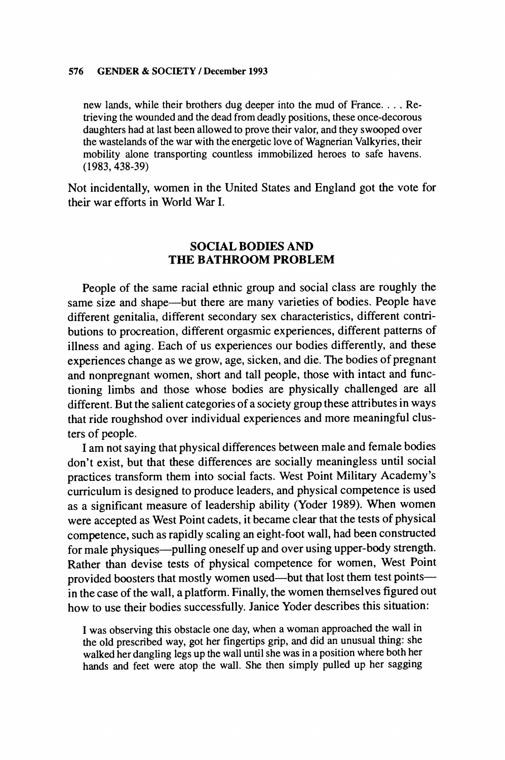> new lands, while their brothers dug deeper into the mud of France. . . . Retrieving the wounded and the dead from deadly positions, these once-decorous daughters had at last been allowed to prove their valor, and they swooped over the wastelands of the war with the energetic love of Wagnerian Valkyries, their mobility alone transporting countless immobilized heroes to safe havens. (1983, 438-39)

Not incidentally, women in the United States and England got the vote for their war efforts in World War I.

## SOCIAL BODIES AND THE BATHROOM PROBLEM

People of the same racial ethnic group and social class are roughly the same size and shape—but there are many varieties of bodies. People have different genitalia, different secondary sex characteristics, different contributions to procreation, different orgasmic experiences, different patterns of illness and aging. Each of us experiences our bodies differently, and these experiences change as we grow, age, sicken, and die. The bodies of pregnant and nonpregnant women, short and tall people, those with intact and functioning limbs and those whose bodies are physically challenged are all different. But the salient categories of a society group these attributes in ways that ride roughshod over individual experiences and more meaningful clusters of people.

I am not saying that physical differences between male and female bodies don't exist, but that these differences are socially meaningless until social practices transform them into social facts. West Point Military Academy's curriculum is designed to produce leaders, and physical competence is used as a significant measure of leadership ability (Yoder 1989). When women were accepted as West Point cadets, it became clear that the tests of physical competence, such as rapidly scaling an eight-foot wall, had been constructed for male physiques—pulling oneself up and over using upper-body strength. Rather than devise tests of physical competence for women, West Point provided boosters that mostly women used—but that lost them test points—in the case of the wall, a platform. Finally, the women themselves figured out how to use their bodies successfully. Janice Yoder describes this situation:

> I was observing this obstacle one day, when a woman approached the wall in the old prescribed way, got her fingertips grip, and did an unusual thing: she walked her dangling legs up the wall until she was in a position where both her hands and feet were atop the wall. She then simply pulled up her sagging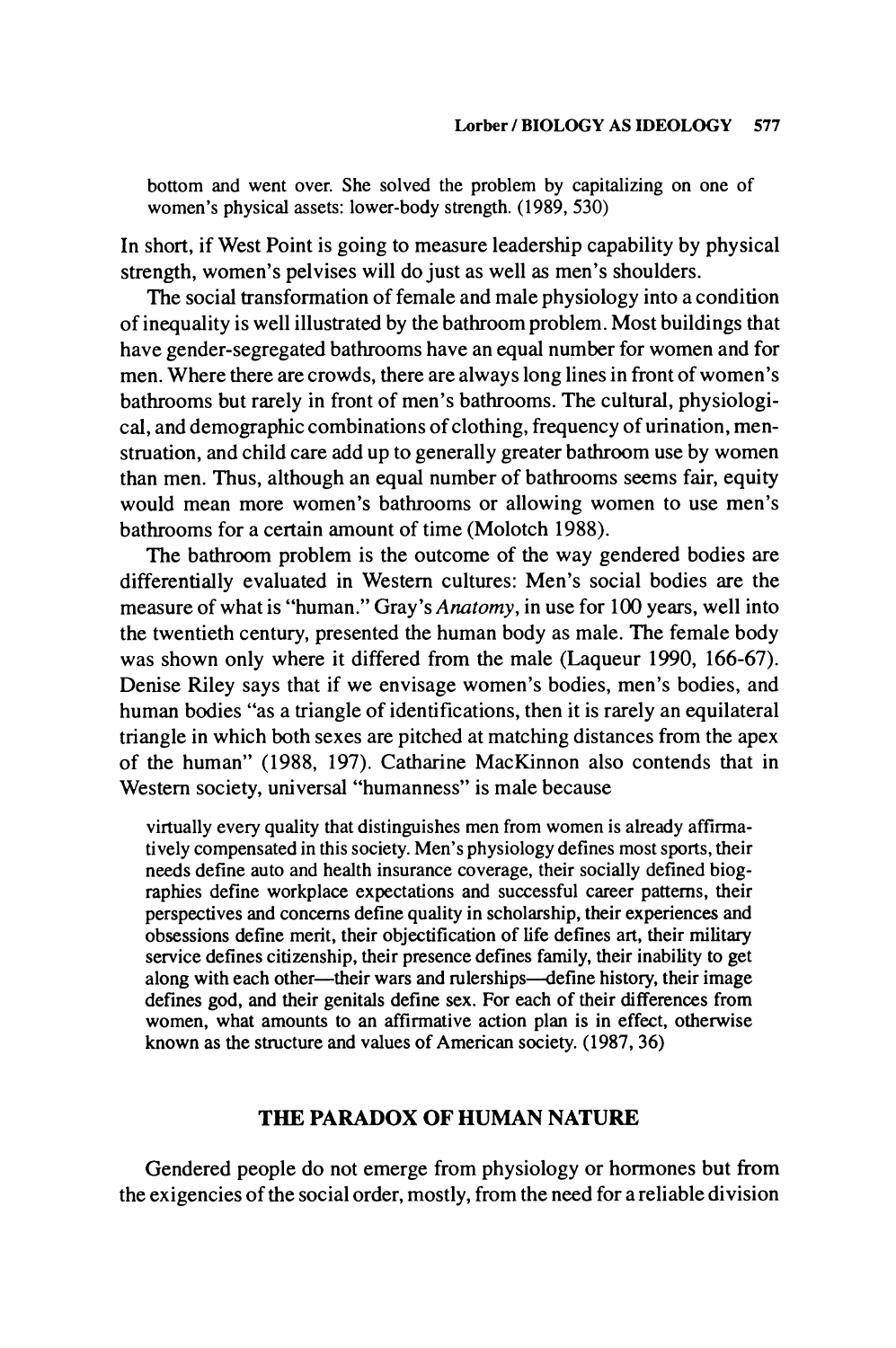> bottom and went over. She solved the problem by capitalizing on one of women's physical assets: lower-body strength. (1989, 530)

In short, if West Point is going to measure leadership capability by physical strength, women's pelvises will do just as well as men's shoulders.

The social transformation of female and male physiology into a condition of inequality is well illustrated by the bathroom problem. Most buildings that have gender-segregated bathrooms have an equal number for women and for men. Where there are crowds, there are always long lines in front of women's bathrooms but rarely in front of men's bathrooms. The cultural, physiological, and demographic combinations of clothing, frequency of urination, menstruation, and child care add up to generally greater bathroom use by women than men. Thus, although an equal number of bathrooms seems fair, equity would mean more women's bathrooms or allowing women to use men's bathrooms for a certain amount of time (Molotch 1988).

The bathroom problem is the outcome of the way gendered bodies are differentially evaluated in Western cultures: Men's social bodies are the measure of what is "human." Gray's *Anatomy*, in use for 100 years, well into the twentieth century, presented the human body as male. The female body was shown only where it differed from the male (Laqueur 1990, 166-67). Denise Riley says that if we envisage women's bodies, men's bodies, and human bodies "as a triangle of identifications, then it is rarely an equilateral triangle in which both sexes are pitched at matching distances from the apex of the human" (1988, 197). Catharine MacKinnon also contends that in Western society, universal "humanness" is male because

> virtually every quality that distinguishes men from women is already affirmatively compensated in this society. Men's physiology defines most sports, their needs define auto and health insurance coverage, their socially defined biographies define workplace expectations and successful career patterns, their perspectives and concerns define quality in scholarship, their experiences and obsessions define merit, their objectification of life defines art, their military service defines citizenship, their presence defines family, their inability to get along with each other—their wars and rulerships—define history, their image defines god, and their genitals define sex. For each of their differences from women, what amounts to an affirmative action plan is in effect, otherwise known as the structure and values of American society. (1987, 36)

## THE PARADOX OF HUMAN NATURE

Gendered people do not emerge from physiology or hormones but from the exigencies of the social order, mostly, from the need for a reliable division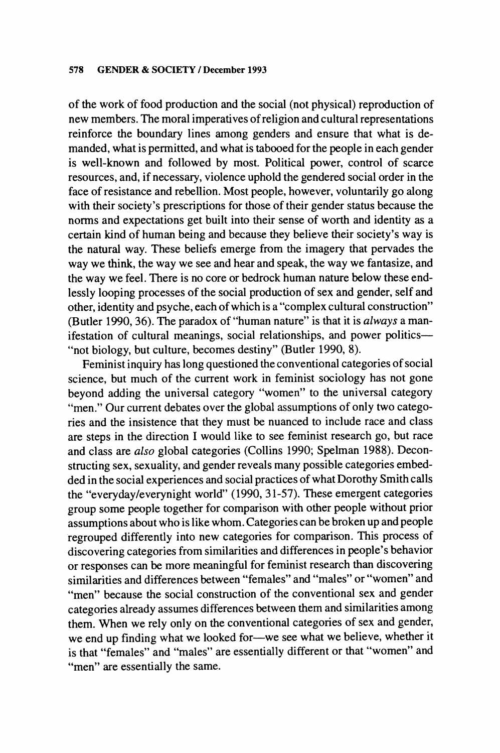of the work of food production and the social (not physical) reproduction of new members. The moral imperatives of religion and cultural representations reinforce the boundary lines among genders and ensure that what is demanded, what is permitted, and what is tabooed for the people in each gender is well-known and followed by most. Political power, control of scarce resources, and, if necessary, violence uphold the gendered social order in the face of resistance and rebellion. Most people, however, voluntarily go along with their society's prescriptions for those of their gender status because the norms and expectations get built into their sense of worth and identity as a certain kind of human being and because they believe their society's way is the natural way. These beliefs emerge from the imagery that pervades the way we think, the way we see and hear and speak, the way we fantasize, and the way we feel. There is no core or bedrock human nature below these endlessly looping processes of the social production of sex and gender, self and other, identity and psyche, each of which is a "complex cultural construction" (Butler 1990, 36). The paradox of "human nature" is that it is *always* a manifestation of cultural meanings, social relationships, and power politics—"not biology, but culture, becomes destiny" (Butler 1990, 8).

Feminist inquiry has long questioned the conventional categories of social science, but much of the current work in feminist sociology has not gone beyond adding the universal category "women" to the universal category "men." Our current debates over the global assumptions of only two categories and the insistence that they must be nuanced to include race and class are steps in the direction I would like to see feminist research go, but race and class are *also* global categories (Collins 1990; Spelman 1988). Deconstructing sex, sexuality, and gender reveals many possible categories embedded in the social experiences and social practices of what Dorothy Smith calls the "everyday/everynight world" (1990, 31-57). These emergent categories group some people together for comparison with other people without prior assumptions about who is like whom. Categories can be broken up and people regrouped differently into new categories for comparison. This process of discovering categories from similarities and differences in people's behavior or responses can be more meaningful for feminist research than discovering similarities and differences between "females" and "males" or "women" and "men" because the social construction of the conventional sex and gender categories already assumes differences between them and similarities among them. When we rely only on the conventional categories of sex and gender, we end up finding what we looked for—we see what we believe, whether it is that "females" and "males" are essentially different or that "women" and "men" are essentially the same.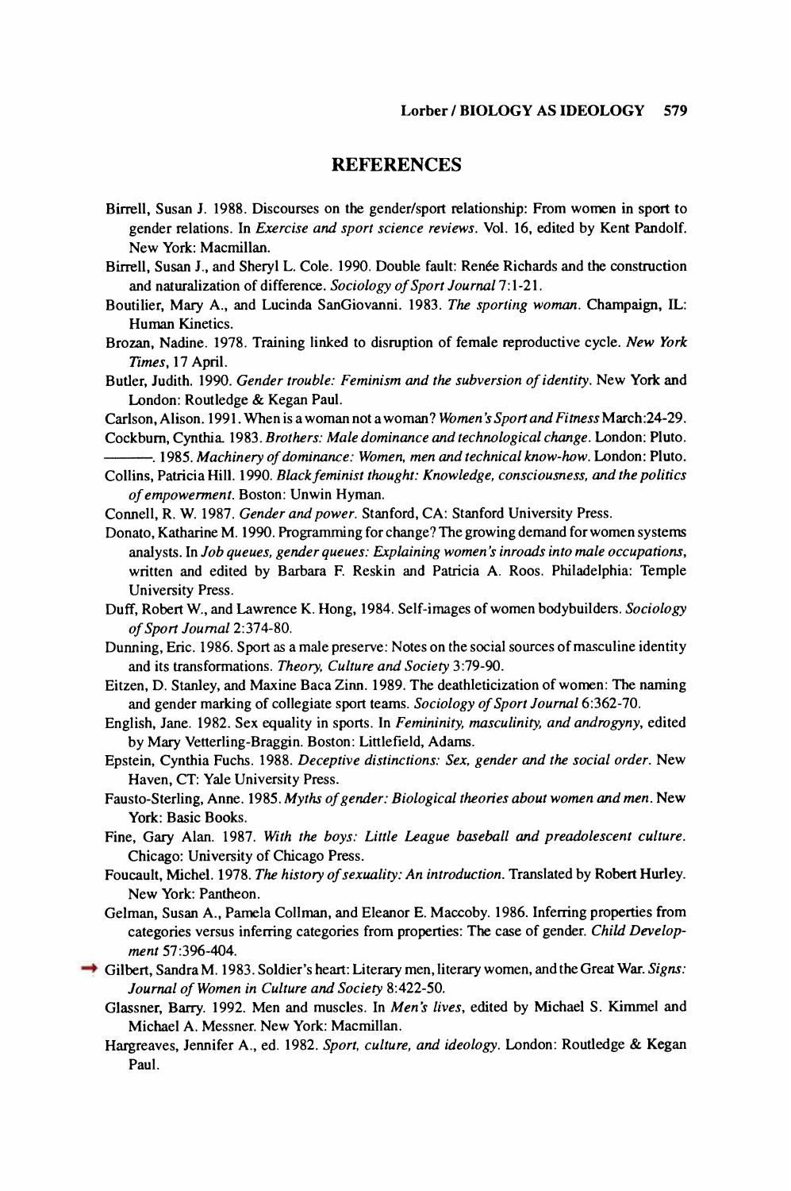## REFERENCES

Birrell, Susan J. 1988. Discourses on the gender/sport relationship: From women in sport to gender relations. In *Exercise and sport science reviews*. Vol. 16, edited by Kent Pandolf. New York: Macmillan.

Birrell, Susan J., and Sheryl L. Cole. 1990. Double fault: Renée Richards and the construction and naturalization of difference. *Sociology of Sport Journal* 7:1-21.

Boutilier, Mary A., and Lucinda SanGiovanni. 1983. *The sporting woman*. Champaign, IL: Human Kinetics.

Brozan, Nadine. 1978. Training linked to disruption of female reproductive cycle. *New York Times*, 17 April.

Butler, Judith. 1990. *Gender trouble: Feminism and the subversion of identity*. New York and London: Routledge & Kegan Paul.

Carlson, Alison. 1991. When is a woman not a woman? *Women's Sport and Fitness* March:24-29.

Cockburn, Cynthia. 1983. *Brothers: Male dominance and technological change*. London: Pluto.

———. 1985. *Machinery of dominance: Women, men and technical know-how*. London: Pluto.

Collins, Patricia Hill. 1990. *Black feminist thought: Knowledge, consciousness, and the politics of empowerment*. Boston: Unwin Hyman.

Connell, R. W. 1987. *Gender and power*. Stanford, CA: Stanford University Press.

Donato, Katharine M. 1990. Programming for change? The growing demand for women systems analysts. In *Job queues, gender queues: Explaining women's inroads into male occupations*, written and edited by Barbara F. Reskin and Patricia A. Roos. Philadelphia: Temple University Press.

Duff, Robert W., and Lawrence K. Hong, 1984. Self-images of women bodybuilders. *Sociology of Sport Journal* 2:374-80.

Dunning, Eric. 1986. Sport as a male preserve: Notes on the social sources of masculine identity and its transformations. *Theory, Culture and Society* 3:79-90.

Eitzen, D. Stanley, and Maxine Baca Zinn. 1989. The deathleticization of women: The naming and gender marking of collegiate sport teams. *Sociology of Sport Journal* 6:362-70.

English, Jane. 1982. Sex equality in sports. In *Femininity, masculinity, and androgyny*, edited by Mary Vetterling-Braggin. Boston: Littlefield, Adams.

Epstein, Cynthia Fuchs. 1988. *Deceptive distinctions: Sex, gender and the social order*. New Haven, CT: Yale University Press.

Fausto-Sterling, Anne. 1985. *Myths of gender: Biological theories about women and men*. New York: Basic Books.

Fine, Gary Alan. 1987. *With the boys: Little League baseball and preadolescent culture*. Chicago: University of Chicago Press.

Foucault, Michel. 1978. *The history of sexuality: An introduction*. Translated by Robert Hurley. New York: Pantheon.

Gelman, Susan A., Pamela Collman, and Eleanor E. Maccoby. 1986. Inferring properties from categories versus inferring categories from properties: The case of gender. *Child Development* 57:396-404.

Gilbert, Sandra M. 1983. Soldier's heart: Literary men, literary women, and the Great War. *Signs: Journal of Women in Culture and Society* 8:422-50.

Glassner, Barry. 1992. Men and muscles. In *Men's lives*, edited by Michael S. Kimmel and Michael A. Messner. New York: Macmillan.

Hargreaves, Jennifer A., ed. 1982. *Sport, culture, and ideology*. London: Routledge & Kegan Paul.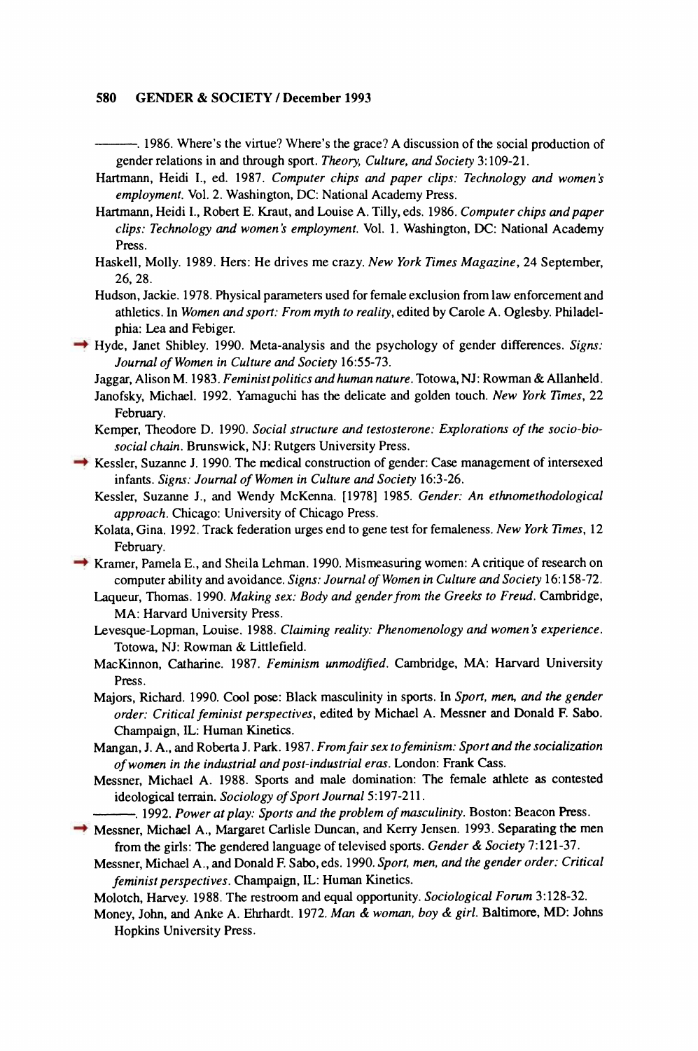———. 1986. Where's the virtue? Where's the grace? A discussion of the social production of gender relations in and through sport. *Theory, Culture, and Society* 3:109-21.

Hartmann, Heidi I., ed. 1987. *Computer chips and paper clips: Technology and women's employment*. Vol. 2. Washington, DC: National Academy Press.

Hartmann, Heidi I., Robert E. Kraut, and Louise A. Tilly, eds. 1986. *Computer chips and paper clips: Technology and women's employment*. Vol. 1. Washington, DC: National Academy Press.

Haskell, Molly. 1989. Hers: He drives me crazy. *New York Times Magazine*, 24 September, 26, 28.

Hudson, Jackie. 1978. Physical parameters used for female exclusion from law enforcement and athletics. In *Women and sport: From myth to reality*, edited by Carole A. Oglesby. Philadelphia: Lea and Febiger.

Hyde, Janet Shibley. 1990. Meta-analysis and the psychology of gender differences. *Signs: Journal of Women in Culture and Society* 16:55-73.

Jaggar, Alison M. 1983. *Feminist politics and human nature*. Totowa, NJ: Rowman & Allanheld.

Janofsky, Michael. 1992. Yamaguchi has the delicate and golden touch. *New York Times*, 22 February.

Kemper, Theodore D. 1990. *Social structure and testosterone: Explorations of the socio-bio-social chain*. Brunswick, NJ: Rutgers University Press.

Kessler, Suzanne J. 1990. The medical construction of gender: Case management of intersexed infants. *Signs: Journal of Women in Culture and Society* 16:3-26.

Kessler, Suzanne J., and Wendy McKenna. [1978] 1985. *Gender: An ethnomethodological approach*. Chicago: University of Chicago Press.

Kolata, Gina. 1992. Track federation urges end to gene test for femaleness. *New York Times*, 12 February.

Kramer, Pamela E., and Sheila Lehman. 1990. Mismeasuring women: A critique of research on computer ability and avoidance. *Signs: Journal of Women in Culture and Society* 16:158-72.

Laqueur, Thomas. 1990. *Making sex: Body and gender from the Greeks to Freud*. Cambridge, MA: Harvard University Press.

Levesque-Lopman, Louise. 1988. *Claiming reality: Phenomenology and women's experience*. Totowa, NJ: Rowman & Littlefield.

MacKinnon, Catharine. 1987. *Feminism unmodified*. Cambridge, MA: Harvard University Press.

Majors, Richard. 1990. Cool pose: Black masculinity in sports. In *Sport, men, and the gender order: Critical feminist perspectives*, edited by Michael A. Messner and Donald F. Sabo. Champaign, IL: Human Kinetics.

Mangan, J. A., and Roberta J. Park. 1987. *From fair sex to feminism: Sport and the socialization of women in the industrial and post-industrial eras*. London: Frank Cass.

Messner, Michael A. 1988. Sports and male domination: The female athlete as contested ideological terrain. *Sociology of Sport Journal* 5:197-211.

———. 1992. *Power at play: Sports and the problem of masculinity*. Boston: Beacon Press.

Messner, Michael A., Margaret Carlisle Duncan, and Kerry Jensen. 1993. Separating the men from the girls: The gendered language of televised sports. *Gender & Society* 7:121-37.

Messner, Michael A., and Donald F. Sabo, eds. 1990. *Sport, men, and the gender order: Critical feminist perspectives*. Champaign, IL: Human Kinetics.

Molotch, Harvey. 1988. The restroom and equal opportunity. *Sociological Forum* 3:128-32.

Money, John, and Anke A. Ehrhardt. 1972. *Man & woman, boy & girl*. Baltimore, MD: Johns Hopkins University Press.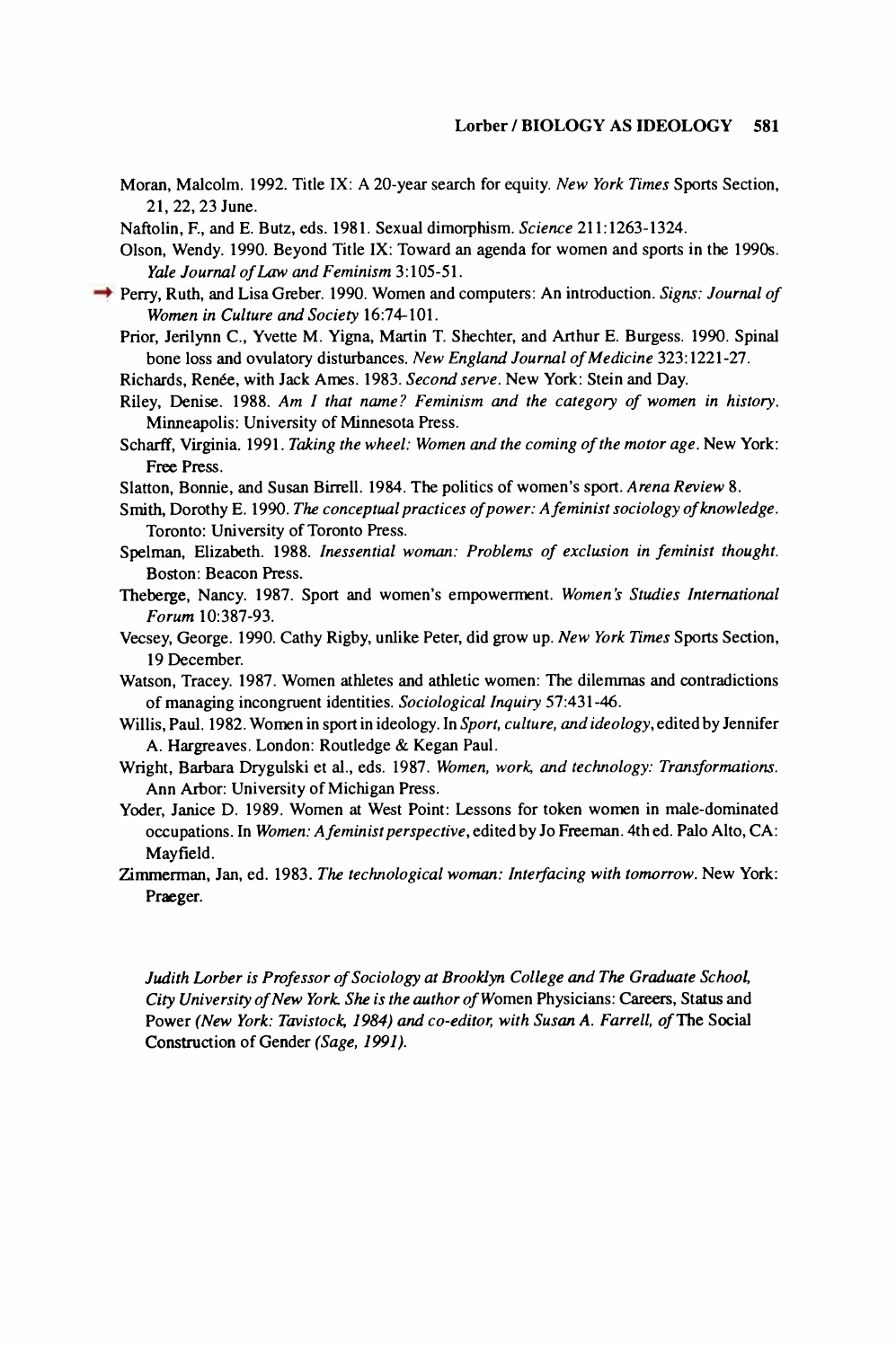Moran, Malcolm. 1992. Title IX: A 20-year search for equity. *New York Times* Sports Section, 21, 22, 23 June.

Naftolin, F., and E. Butz, eds. 1981. Sexual dimorphism. *Science* 211:1263-1324.

Olson, Wendy. 1990. Beyond Title IX: Toward an agenda for women and sports in the 1990s. *Yale Journal of Law and Feminism* 3:105-51.

Perry, Ruth, and Lisa Greber. 1990. Women and computers: An introduction. *Signs: Journal of Women in Culture and Society* 16:74-101.

Prior, Jerilynn C., Yvette M. Yigna, Martin T. Shechter, and Arthur E. Burgess. 1990. Spinal bone loss and ovulatory disturbances. *New England Journal of Medicine* 323:1221-27.

Richards, Renée, with Jack Ames. 1983. *Second serve*. New York: Stein and Day.

Riley, Denise. 1988. *Am I that name? Feminism and the category of women in history*. Minneapolis: University of Minnesota Press.

Scharff, Virginia. 1991. *Taking the wheel: Women and the coming of the motor age*. New York: Free Press.

Slatton, Bonnie, and Susan Birrell. 1984. The politics of women's sport. *Arena Review* 8.

Smith, Dorothy E. 1990. *The conceptual practices of power: A feminist sociology of knowledge*. Toronto: University of Toronto Press.

Spelman, Elizabeth. 1988. *Inessential woman: Problems of exclusion in feminist thought*. Boston: Beacon Press.

Theberge, Nancy. 1987. Sport and women's empowerment. *Women's Studies International Forum* 10:387-93.

Vecsey, George. 1990. Cathy Rigby, unlike Peter, did grow up. *New York Times* Sports Section, 19 December.

Watson, Tracey. 1987. Women athletes and athletic women: The dilemmas and contradictions of managing incongruent identities. *Sociological Inquiry* 57:431-46.

Willis, Paul. 1982. Women in sport in ideology. In *Sport, culture, and ideology*, edited by Jennifer A. Hargreaves. London: Routledge & Kegan Paul.

Wright, Barbara Drygulski et al., eds. 1987. *Women, work, and technology: Transformations*. Ann Arbor: University of Michigan Press.

Yoder, Janice D. 1989. Women at West Point: Lessons for token women in male-dominated occupations. In *Women: A feminist perspective*, edited by Jo Freeman. 4th ed. Palo Alto, CA: Mayfield.

Zimmerman, Jan, ed. 1983. *The technological woman: Interfacing with tomorrow*. New York: Praeger.

*Judith Lorber is Professor of Sociology at Brooklyn College and The Graduate School, City University of New York. She is the author of* Women Physicians: Careers, Status and Power *(New York: Tavistock, 1984) and co-editor, with Susan A. Farrell, of* The Social Construction of Gender *(Sage, 1991).*